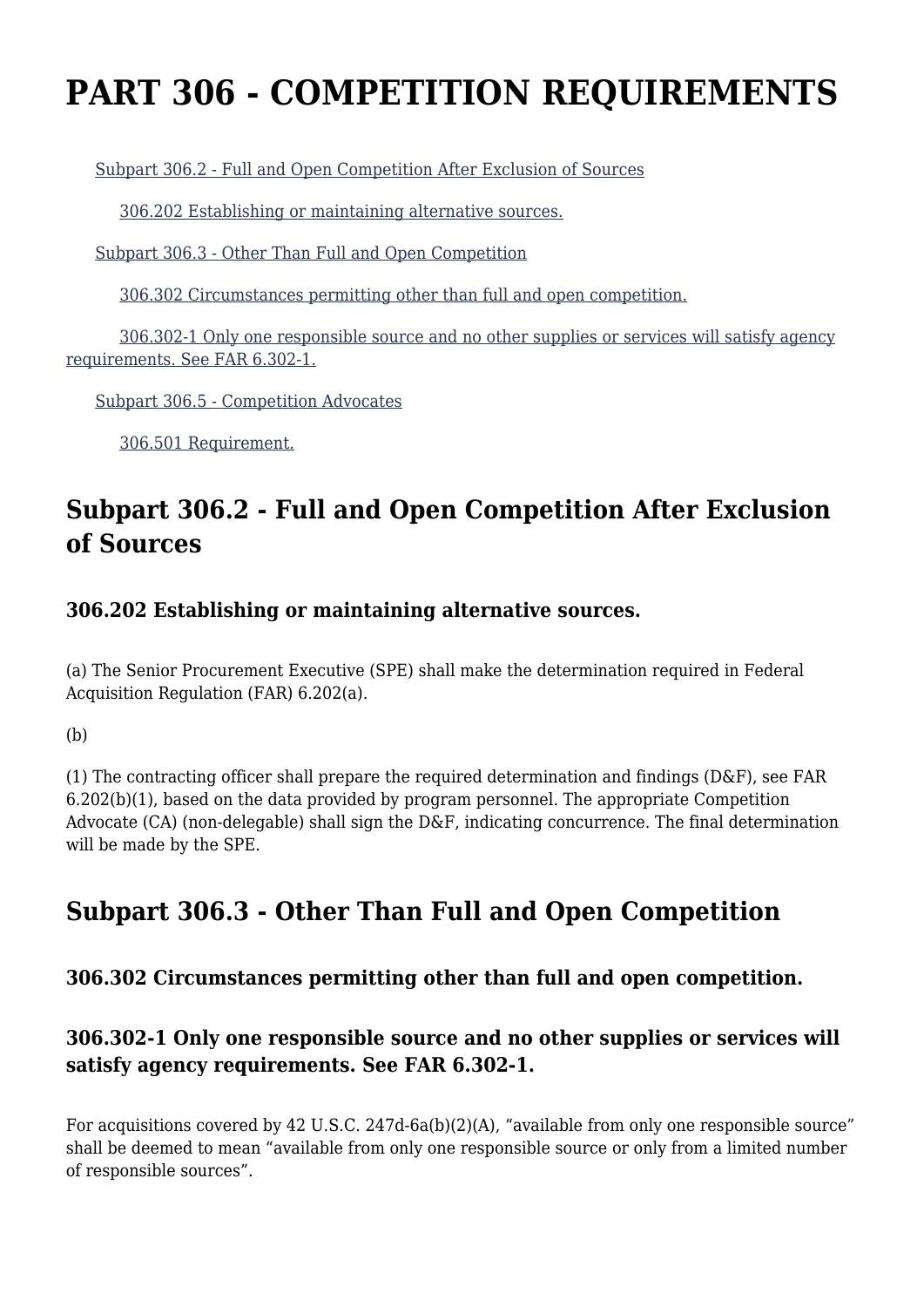# PART 306 - COMPETITION REQUIREMENTS

Subpart 306.2 - Full and Open Competition After Exclusion of Sources

306.202 Establishing or maintaining alternative sources.

Subpart 306.3 - Other Than Full and Open Competition

306.302 Circumstances permitting other than full and open competition.

306.302-1 Only one responsible source and no other supplies or services will satisfy agency requirements. See FAR 6.302-1.

Subpart 306.5 - Competition Advocates

306.501 Requirement.

## Subpart 306.2 - Full and Open Competition After Exclusion of Sources

### 306.202 Establishing or maintaining alternative sources.

(a) The Senior Procurement Executive (SPE) shall make the determination required in Federal Acquisition Regulation (FAR) 6.202(a).

(b)

(1) The contracting officer shall prepare the required determination and findings (D&F), see FAR 6.202(b)(1), based on the data provided by program personnel. The appropriate Competition Advocate (CA) (non-delegable) shall sign the D&F, indicating concurrence. The final determination will be made by the SPE.

## Subpart 306.3 - Other Than Full and Open Competition

### 306.302 Circumstances permitting other than full and open competition.

### 306.302-1 Only one responsible source and no other supplies or services will satisfy agency requirements. See FAR 6.302-1.

For acquisitions covered by 42 U.S.C. 247d-6a(b)(2)(A), “available from only one responsible source” shall be deemed to mean “available from only one responsible source or only from a limited number of responsible sources”.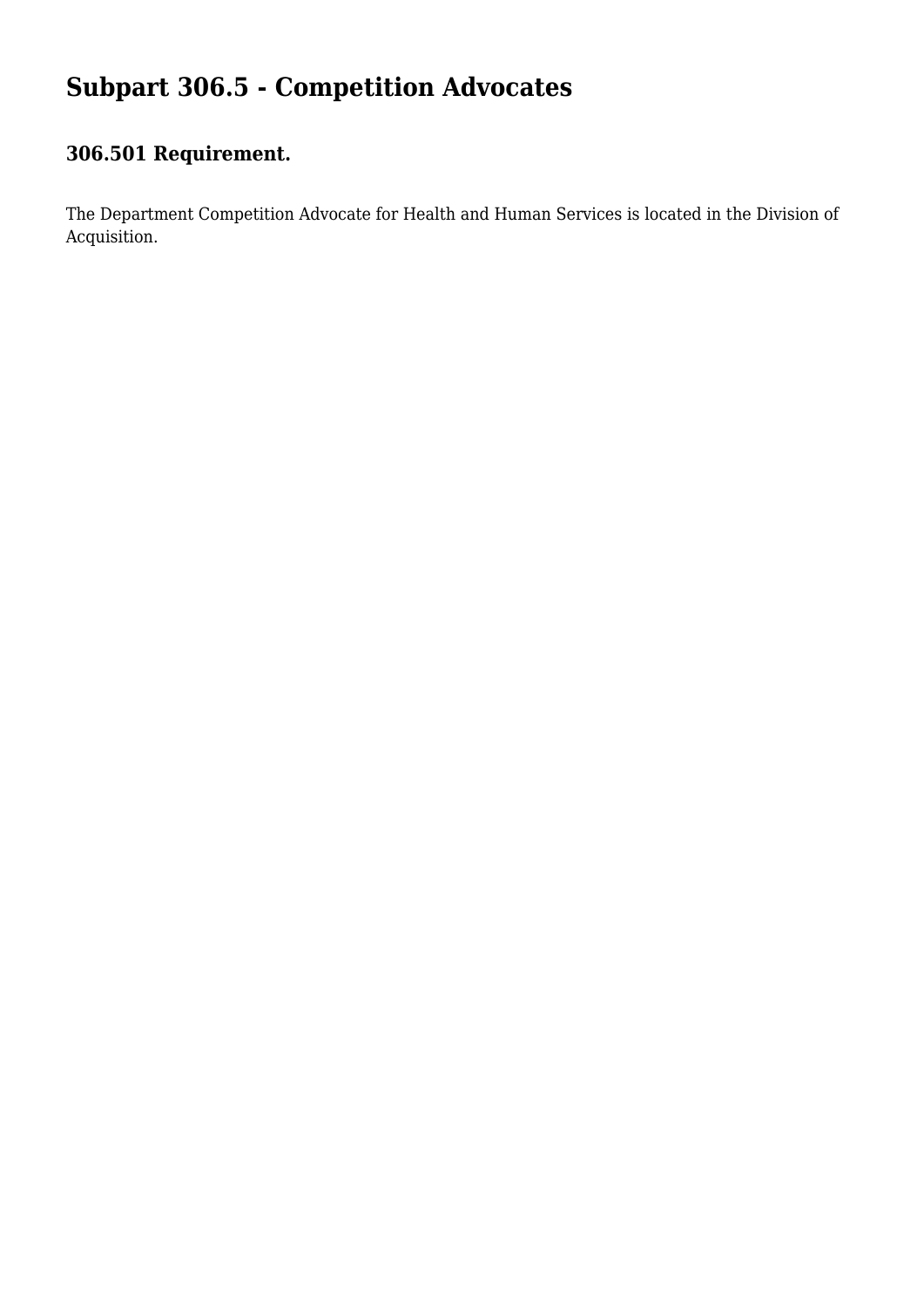## Subpart 306.5 - Competition Advocates

### 306.501 Requirement.

The Department Competition Advocate for Health and Human Services is located in the Division of Acquisition.